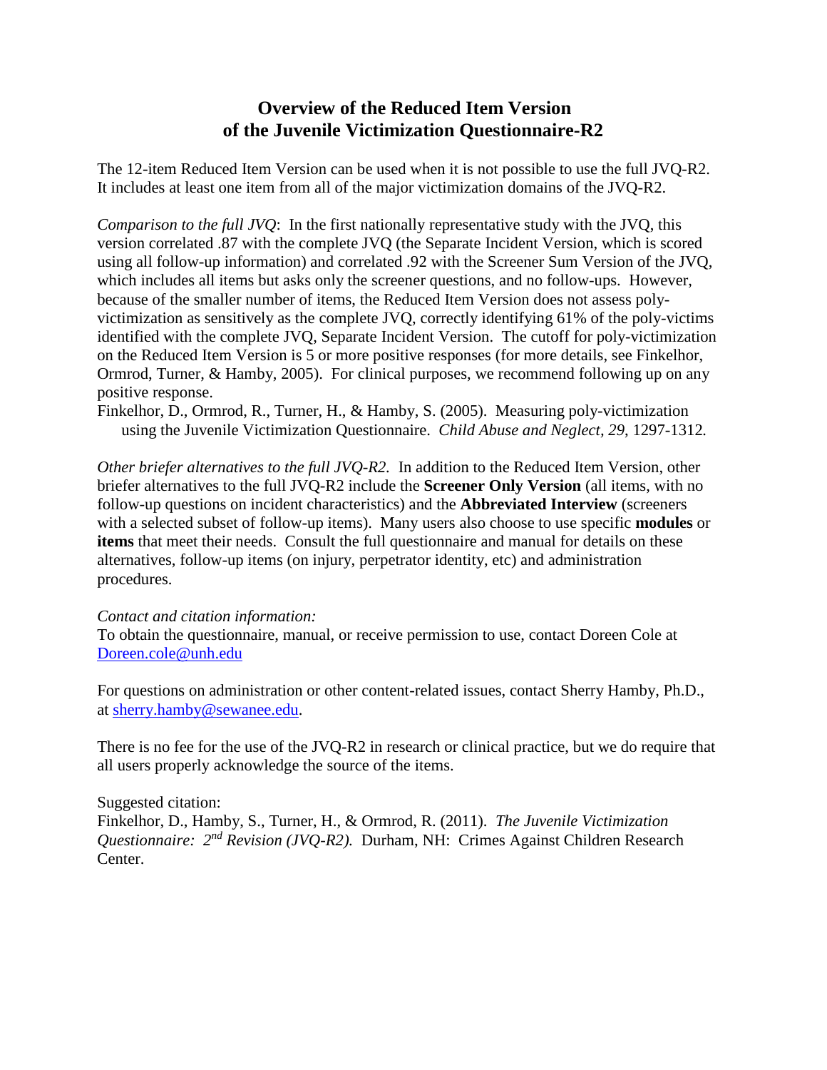# Overview of the Reduced Item Version of the Juvenile Victimization Questionnaire-R2

The 12-item Reduced Item Version can be used when it is not possible to use the full JVQ-R2. It includes at least one item from all of the major victimization domains of the JVQ-R2.

*Comparison to the full JVQ*: In the first nationally representative study with the JVQ, this version correlated .87 with the complete JVQ (the Separate Incident Version, which is scored using all follow-up information) and correlated .92 with the Screener Sum Version of the JVQ, which includes all items but asks only the screener questions, and no follow-ups. However, because of the smaller number of items, the Reduced Item Version does not assess poly-victimization as sensitively as the complete JVQ, correctly identifying 61% of the poly-victims identified with the complete JVQ, Separate Incident Version. The cutoff for poly-victimization on the Reduced Item Version is 5 or more positive responses (for more details, see Finkelhor, Ormrod, Turner, & Hamby, 2005). For clinical purposes, we recommend following up on any positive response.

Finkelhor, D., Ormrod, R., Turner, H., & Hamby, S. (2005). Measuring poly-victimization using the Juvenile Victimization Questionnaire. *Child Abuse and Neglect, 29*, 1297-1312.

*Other briefer alternatives to the full JVQ-R2*. In addition to the Reduced Item Version, other briefer alternatives to the full JVQ-R2 include the **Screener Only Version** (all items, with no follow-up questions on incident characteristics) and the **Abbreviated Interview** (screeners with a selected subset of follow-up items). Many users also choose to use specific **modules** or **items** that meet their needs. Consult the full questionnaire and manual for details on these alternatives, follow-up items (on injury, perpetrator identity, etc) and administration procedures.

*Contact and citation information:*

To obtain the questionnaire, manual, or receive permission to use, contact Doreen Cole at Doreen.cole@unh.edu

For questions on administration or other content-related issues, contact Sherry Hamby, Ph.D., at sherry.hamby@sewanee.edu.

There is no fee for the use of the JVQ-R2 in research or clinical practice, but we do require that all users properly acknowledge the source of the items.

Suggested citation:

Finkelhor, D., Hamby, S., Turner, H., & Ormrod, R. (2011). *The Juvenile Victimization Questionnaire: 2nd Revision (JVQ-R2).* Durham, NH: Crimes Against Children Research Center.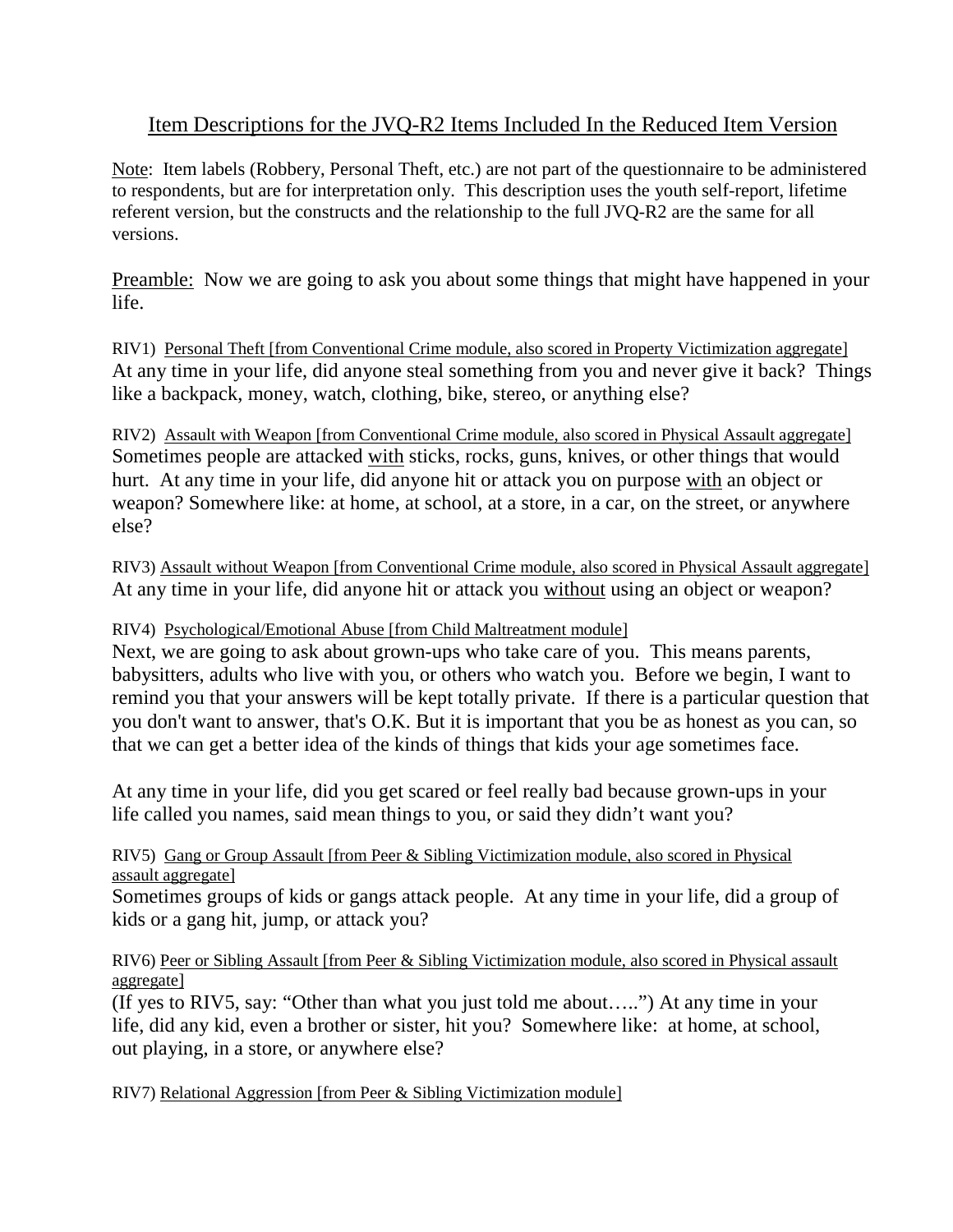# Item Descriptions for the JVQ-R2 Items Included In the Reduced Item Version

Note: Item labels (Robbery, Personal Theft, etc.) are not part of the questionnaire to be administered to respondents, but are for interpretation only. This description uses the youth self-report, lifetime referent version, but the constructs and the relationship to the full JVQ-R2 are the same for all versions.

Preamble: Now we are going to ask you about some things that might have happened in your life.

RIV1) Personal Theft [from Conventional Crime module, also scored in Property Victimization aggregate]
At any time in your life, did anyone steal something from you and never give it back? Things like a backpack, money, watch, clothing, bike, stereo, or anything else?

RIV2) Assault with Weapon [from Conventional Crime module, also scored in Physical Assault aggregate]
Sometimes people are attacked with sticks, rocks, guns, knives, or other things that would hurt. At any time in your life, did anyone hit or attack you on purpose with an object or weapon? Somewhere like: at home, at school, at a store, in a car, on the street, or anywhere else?

RIV3) Assault without Weapon [from Conventional Crime module, also scored in Physical Assault aggregate]
At any time in your life, did anyone hit or attack you without using an object or weapon?

RIV4) Psychological/Emotional Abuse [from Child Maltreatment module]
Next, we are going to ask about grown-ups who take care of you. This means parents, babysitters, adults who live with you, or others who watch you. Before we begin, I want to remind you that your answers will be kept totally private. If there is a particular question that you don't want to answer, that's O.K. But it is important that you be as honest as you can, so that we can get a better idea of the kinds of things that kids your age sometimes face.

At any time in your life, did you get scared or feel really bad because grown-ups in your life called you names, said mean things to you, or said they didn't want you?

RIV5) Gang or Group Assault [from Peer & Sibling Victimization module, also scored in Physical assault aggregate]
Sometimes groups of kids or gangs attack people. At any time in your life, did a group of kids or a gang hit, jump, or attack you?

RIV6) Peer or Sibling Assault [from Peer & Sibling Victimization module, also scored in Physical assault aggregate]
(If yes to RIV5, say: "Other than what you just told me about…..") At any time in your life, did any kid, even a brother or sister, hit you? Somewhere like: at home, at school, out playing, in a store, or anywhere else?

RIV7) Relational Aggression [from Peer & Sibling Victimization module]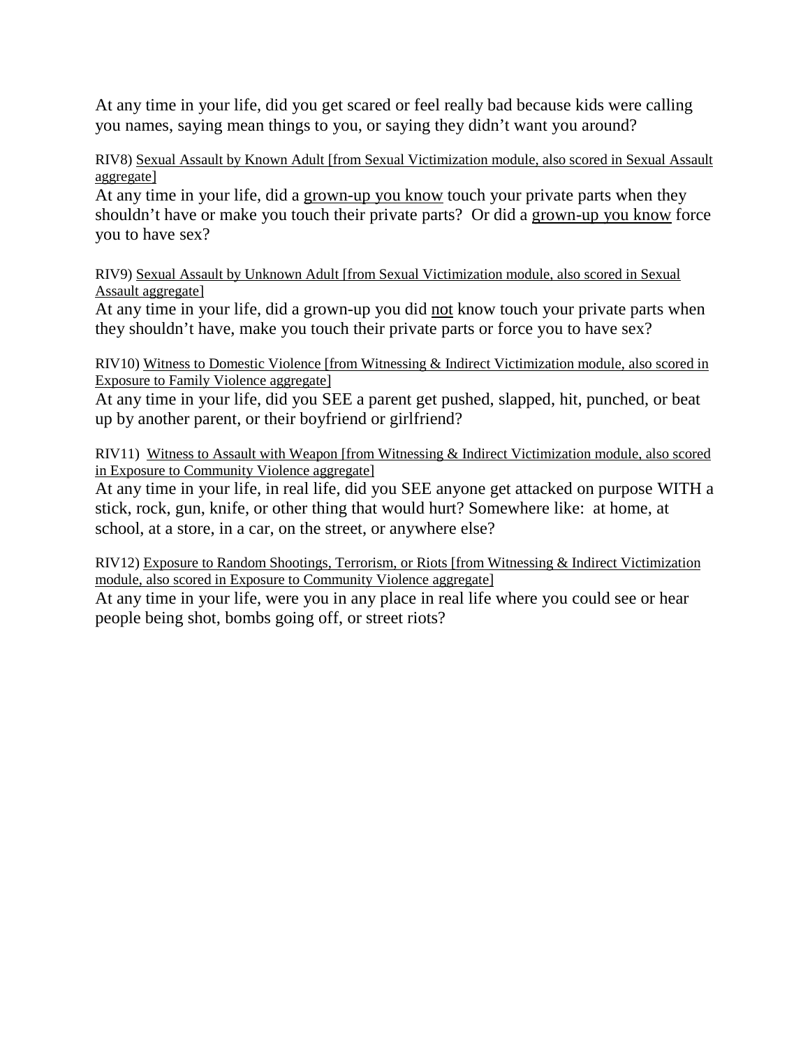At any time in your life, did you get scared or feel really bad because kids were calling you names, saying mean things to you, or saying they didn't want you around?

RIV8) <u>Sexual Assault by Known Adult [from Sexual Victimization module, also scored in Sexual Assault aggregate]</u>

At any time in your life, did a <u>grown-up you know</u> touch your private parts when they shouldn't have or make you touch their private parts? Or did a <u>grown-up you know</u> force you to have sex?

RIV9) <u>Sexual Assault by Unknown Adult [from Sexual Victimization module, also scored in Sexual Assault aggregate]</u>

At any time in your life, did a grown-up you did <u>not</u> know touch your private parts when they shouldn't have, make you touch their private parts or force you to have sex?

RIV10) <u>Witness to Domestic Violence [from Witnessing & Indirect Victimization module, also scored in Exposure to Family Violence aggregate]</u>

At any time in your life, did you SEE a parent get pushed, slapped, hit, punched, or beat up by another parent, or their boyfriend or girlfriend?

RIV11) <u>Witness to Assault with Weapon [from Witnessing & Indirect Victimization module, also scored in Exposure to Community Violence aggregate]</u>

At any time in your life, in real life, did you SEE anyone get attacked on purpose WITH a stick, rock, gun, knife, or other thing that would hurt? Somewhere like: at home, at school, at a store, in a car, on the street, or anywhere else?

RIV12) <u>Exposure to Random Shootings, Terrorism, or Riots [from Witnessing & Indirect Victimization module, also scored in Exposure to Community Violence aggregate]</u>

At any time in your life, were you in any place in real life where you could see or hear people being shot, bombs going off, or street riots?